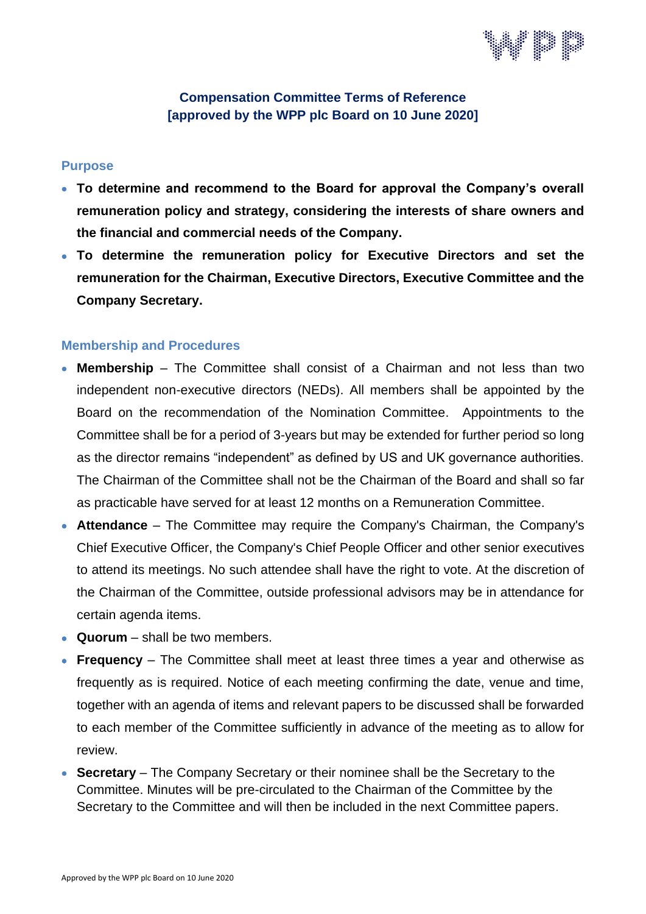# Compensation Committee Terms of Reference
# [approved by the WPP plc Board on 10 June 2020]

## Purpose

- **To determine and recommend to the Board for approval the Company's overall remuneration policy and strategy, considering the interests of share owners and the financial and commercial needs of the Company.**
- **To determine the remuneration policy for Executive Directors and set the remuneration for the Chairman, Executive Directors, Executive Committee and the Company Secretary.**

## Membership and Procedures

- **Membership** – The Committee shall consist of a Chairman and not less than two independent non-executive directors (NEDs). All members shall be appointed by the Board on the recommendation of the Nomination Committee. Appointments to the Committee shall be for a period of 3-years but may be extended for further period so long as the director remains "independent" as defined by US and UK governance authorities. The Chairman of the Committee shall not be the Chairman of the Board and shall so far as practicable have served for at least 12 months on a Remuneration Committee.
- **Attendance** – The Committee may require the Company's Chairman, the Company's Chief Executive Officer, the Company's Chief People Officer and other senior executives to attend its meetings. No such attendee shall have the right to vote. At the discretion of the Chairman of the Committee, outside professional advisors may be in attendance for certain agenda items.
- **Quorum** – shall be two members.
- **Frequency** – The Committee shall meet at least three times a year and otherwise as frequently as is required. Notice of each meeting confirming the date, venue and time, together with an agenda of items and relevant papers to be discussed shall be forwarded to each member of the Committee sufficiently in advance of the meeting as to allow for review.
- **Secretary** – The Company Secretary or their nominee shall be the Secretary to the Committee. Minutes will be pre-circulated to the Chairman of the Committee by the Secretary to the Committee and will then be included in the next Committee papers.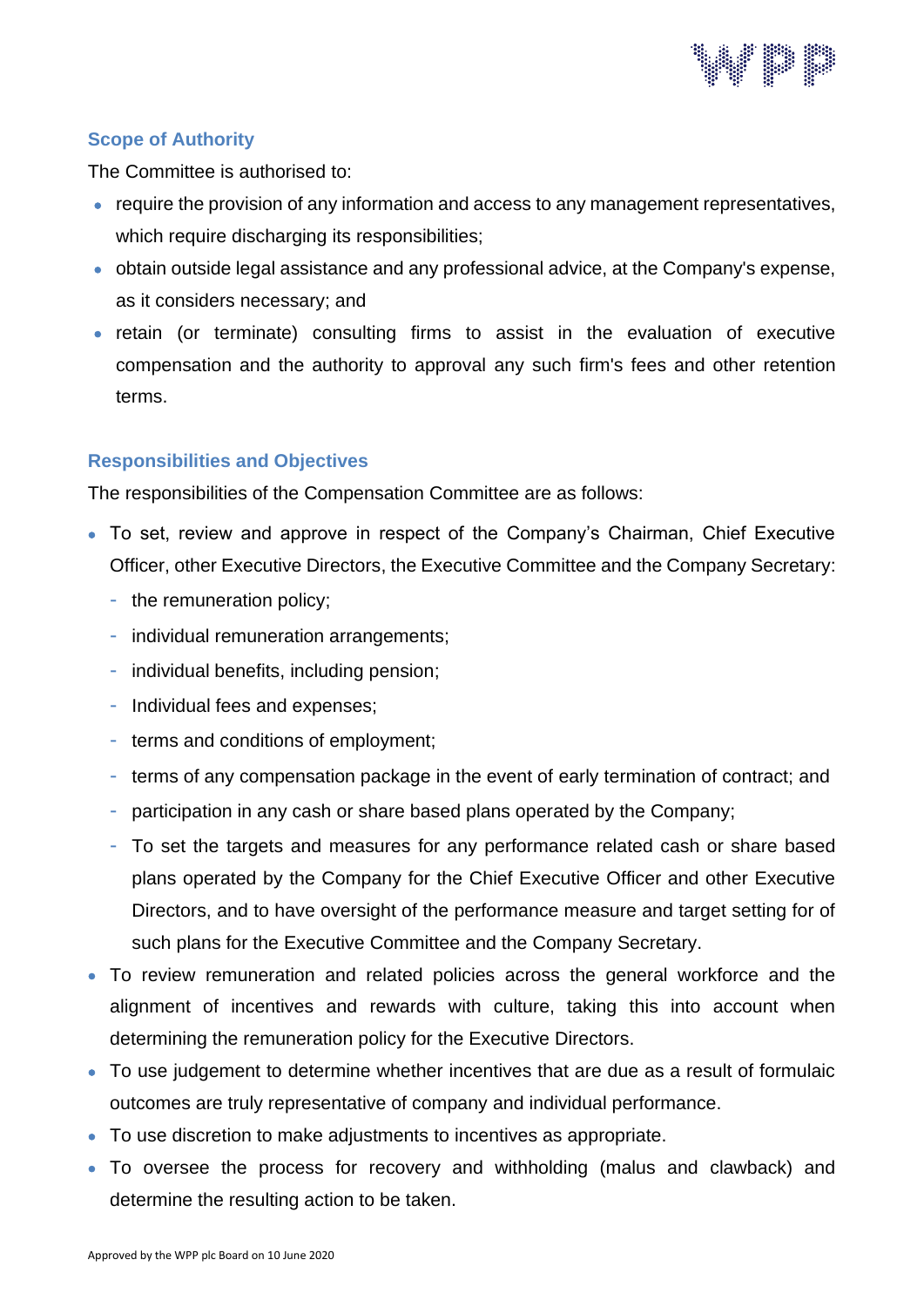## Scope of Authority

The Committee is authorised to:

- require the provision of any information and access to any management representatives, which require discharging its responsibilities;
- obtain outside legal assistance and any professional advice, at the Company's expense, as it considers necessary; and
- retain (or terminate) consulting firms to assist in the evaluation of executive compensation and the authority to approval any such firm's fees and other retention terms.

## Responsibilities and Objectives

The responsibilities of the Compensation Committee are as follows:

- To set, review and approve in respect of the Company's Chairman, Chief Executive Officer, other Executive Directors, the Executive Committee and the Company Secretary:
  - the remuneration policy;
  - individual remuneration arrangements;
  - individual benefits, including pension;
  - Individual fees and expenses;
  - terms and conditions of employment;
  - terms of any compensation package in the event of early termination of contract; and
  - participation in any cash or share based plans operated by the Company;
  - To set the targets and measures for any performance related cash or share based plans operated by the Company for the Chief Executive Officer and other Executive Directors, and to have oversight of the performance measure and target setting for of such plans for the Executive Committee and the Company Secretary.
- To review remuneration and related policies across the general workforce and the alignment of incentives and rewards with culture, taking this into account when determining the remuneration policy for the Executive Directors.
- To use judgement to determine whether incentives that are due as a result of formulaic outcomes are truly representative of company and individual performance.
- To use discretion to make adjustments to incentives as appropriate.
- To oversee the process for recovery and withholding (malus and clawback) and determine the resulting action to be taken.

Approved by the WPP plc Board on 10 June 2020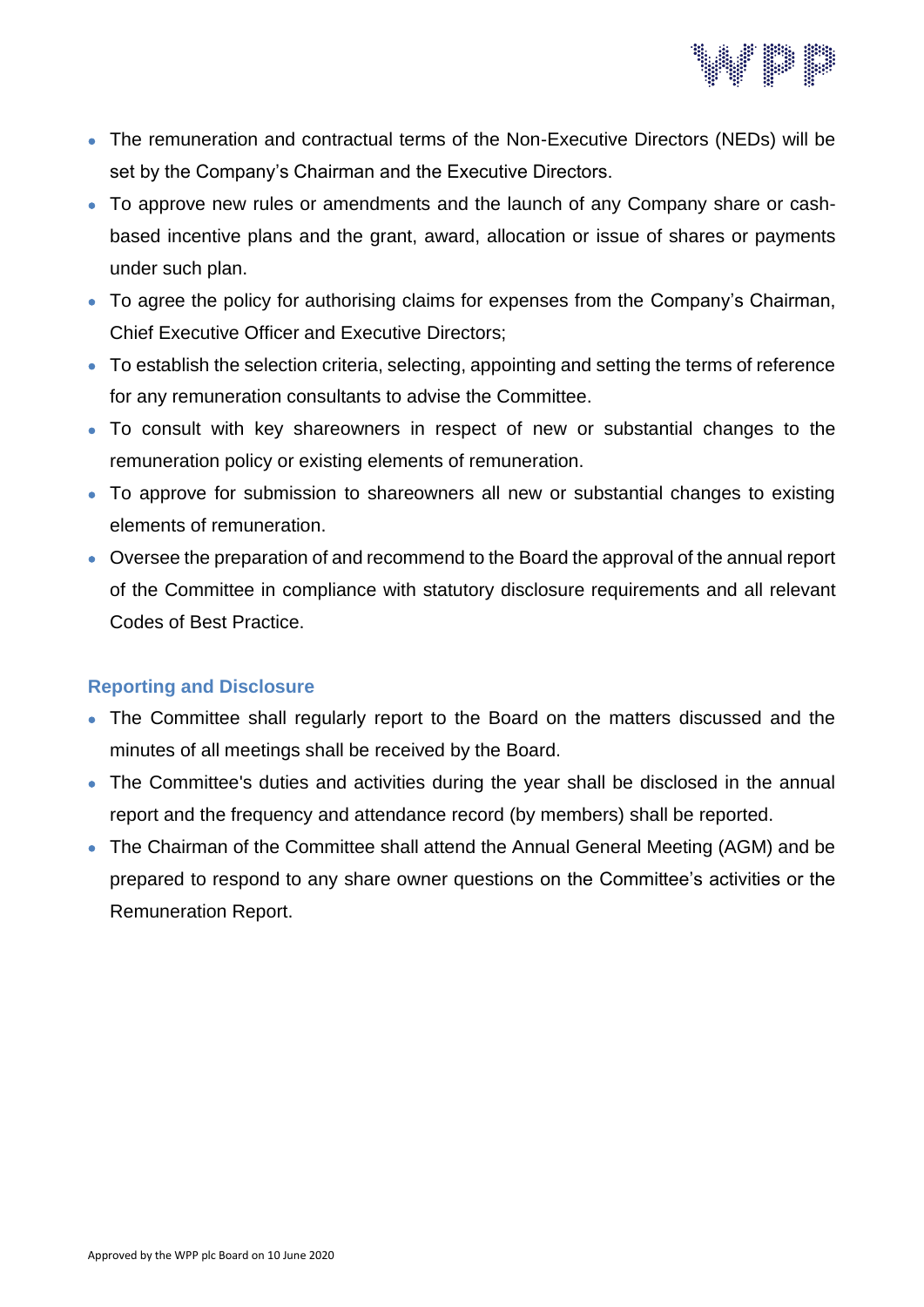- The remuneration and contractual terms of the Non-Executive Directors (NEDs) will be set by the Company's Chairman and the Executive Directors.
- To approve new rules or amendments and the launch of any Company share or cash-based incentive plans and the grant, award, allocation or issue of shares or payments under such plan.
- To agree the policy for authorising claims for expenses from the Company's Chairman, Chief Executive Officer and Executive Directors;
- To establish the selection criteria, selecting, appointing and setting the terms of reference for any remuneration consultants to advise the Committee.
- To consult with key shareowners in respect of new or substantial changes to the remuneration policy or existing elements of remuneration.
- To approve for submission to shareowners all new or substantial changes to existing elements of remuneration.
- Oversee the preparation of and recommend to the Board the approval of the annual report of the Committee in compliance with statutory disclosure requirements and all relevant Codes of Best Practice.

## Reporting and Disclosure

- The Committee shall regularly report to the Board on the matters discussed and the minutes of all meetings shall be received by the Board.
- The Committee's duties and activities during the year shall be disclosed in the annual report and the frequency and attendance record (by members) shall be reported.
- The Chairman of the Committee shall attend the Annual General Meeting (AGM) and be prepared to respond to any share owner questions on the Committee's activities or the Remuneration Report.

Approved by the WPP plc Board on 10 June 2020